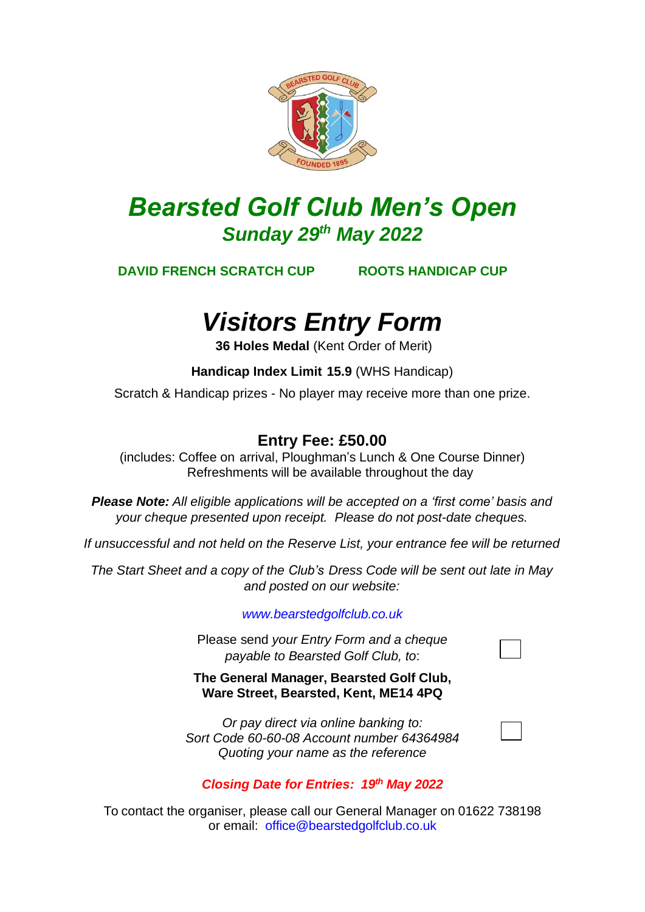# Bearsted Golf Club Men's Open

## Sunday 29th May 2022

**DAVID FRENCH SCRATCH CUP** **ROOTS HANDICAP CUP**

# Visitors Entry Form

**36 Holes Medal** (Kent Order of Merit)

**Handicap Index Limit 15.9** (WHS Handicap)

Scratch & Handicap prizes - No player may receive more than one prize.

## Entry Fee: £50.00

(includes: Coffee on arrival, Ploughman's Lunch & One Course Dinner)
Refreshments will be available throughout the day

***Please Note:*** *All eligible applications will be accepted on a 'first come' basis and your cheque presented upon receipt. Please do not post-date cheques.*

*If unsuccessful and not held on the Reserve List, your entrance fee will be returned*

*The Start Sheet and a copy of the Club's Dress Code will be sent out late in May and posted on our website:*

*www.bearstedgolfclub.co.uk*

Please send *your Entry Form and a cheque payable to Bearsted Golf Club, to*: ☐

**The General Manager, Bearsted Golf Club,**
**Ware Street, Bearsted, Kent, ME14 4PQ**

*Or pay direct via online banking to:*
*Sort Code 60-60-08 Account number 64364984*
*Quoting your name as the reference* ☐

***Closing Date for Entries: 19th May 2022***

To contact the organiser, please call our General Manager on 01622 738198
or email: office@bearstedgolfclub.co.uk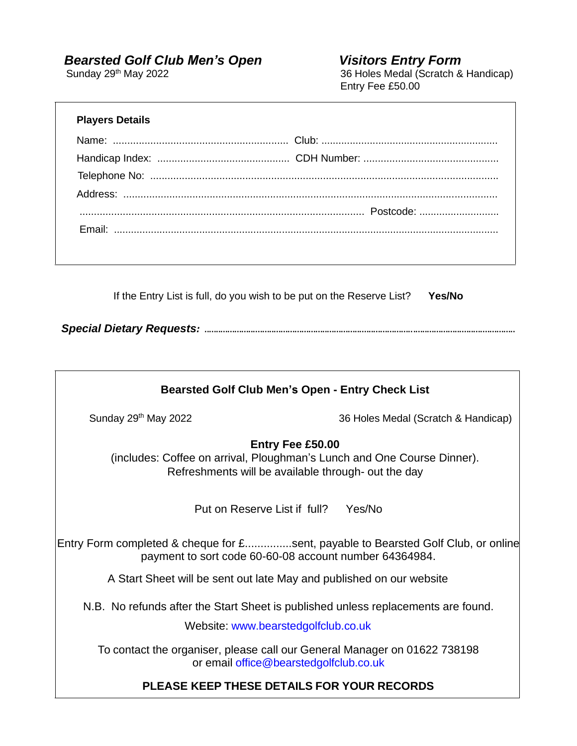***Bearsted Golf Club Men's Open***
Sunday 29th May 2022

***Visitors Entry Form***
36 Holes Medal (Scratch & Handicap)
Entry Fee £50.00

**Players Details**

Name: ............................................................. Club: .............................................................

Handicap Index: ............................................. CDH Number: ..............................................

Telephone No: ..........................................................................................................................

Address: ..................................................................................................................................

................................................................................................... Postcode: ............................

Email: ......................................................................................................................................

If the Entry List is full, do you wish to be put on the Reserve List? **Yes/No**

***Special Dietary Requests:*** ..............................................................................................................................

**Bearsted Golf Club Men's Open - Entry Check List**

Sunday 29th May 2022 — 36 Holes Medal (Scratch & Handicap)

**Entry Fee £50.00**
(includes: Coffee on arrival, Ploughman's Lunch and One Course Dinner).
Refreshments will be available through- out the day

Put on Reserve List if full? Yes/No

Entry Form completed & cheque for £..............sent, payable to Bearsted Golf Club, or online payment to sort code 60-60-08 account number 64364984.

A Start Sheet will be sent out late May and published on our website

N.B. No refunds after the Start Sheet is published unless replacements are found.

Website: www.bearstedgolfclub.co.uk

To contact the organiser, please call our General Manager on 01622 738198 or email office@bearstedgolfclub.co.uk

**PLEASE KEEP THESE DETAILS FOR YOUR RECORDS**